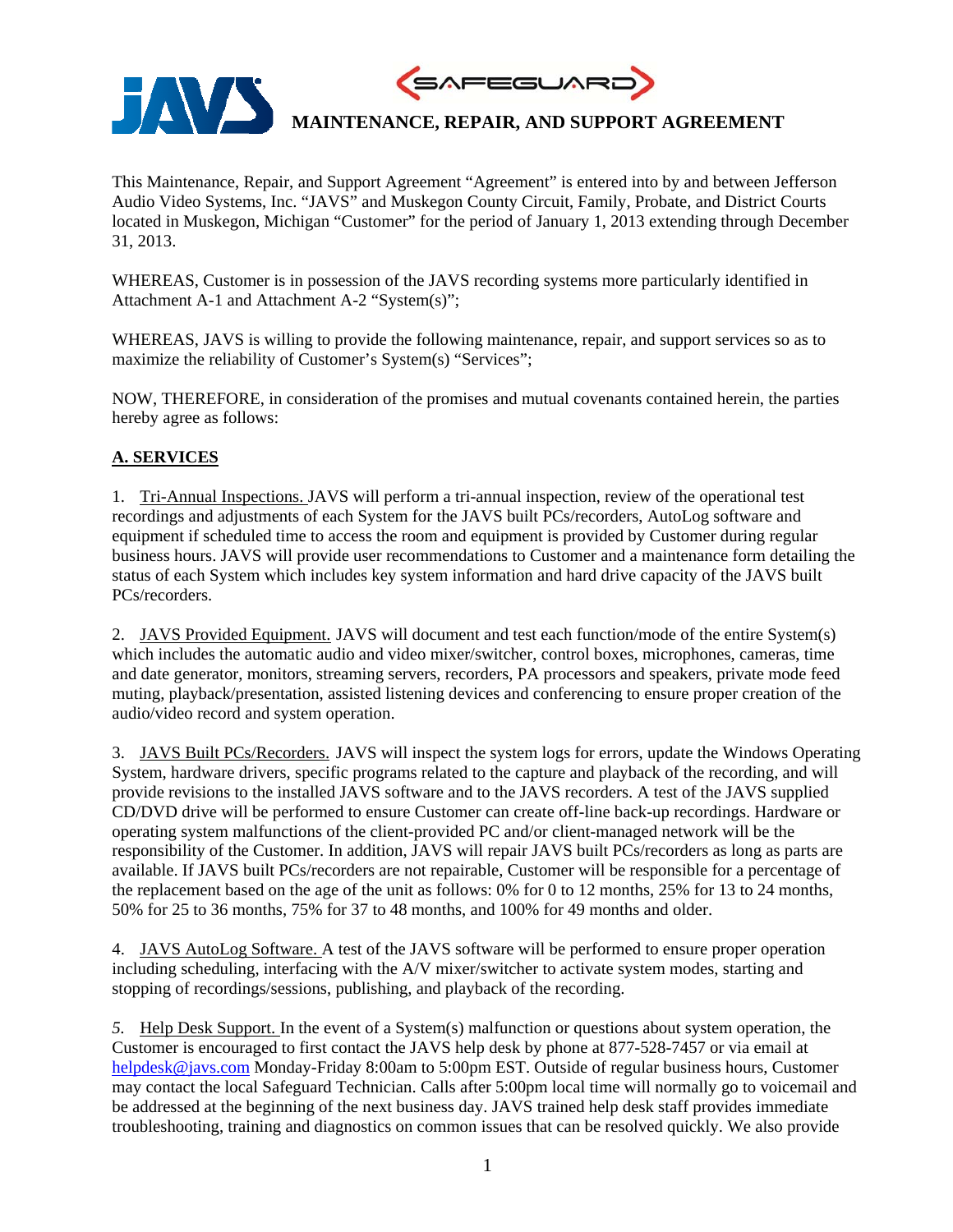# MAINTENANCE, REPAIR, AND SUPPORT AGREEMENT

This Maintenance, Repair, and Support Agreement "Agreement" is entered into by and between Jefferson Audio Video Systems, Inc. "JAVS" and Muskegon County Circuit, Family, Probate, and District Courts located in Muskegon, Michigan "Customer" for the period of January 1, 2013 extending through December 31, 2013.

WHEREAS, Customer is in possession of the JAVS recording systems more particularly identified in Attachment A-1 and Attachment A-2 "System(s)";

WHEREAS, JAVS is willing to provide the following maintenance, repair, and support services so as to maximize the reliability of Customer's System(s) "Services";

NOW, THEREFORE, in consideration of the promises and mutual covenants contained herein, the parties hereby agree as follows:

## A. SERVICES

1. Tri-Annual Inspections. JAVS will perform a tri-annual inspection, review of the operational test recordings and adjustments of each System for the JAVS built PCs/recorders, AutoLog software and equipment if scheduled time to access the room and equipment is provided by Customer during regular business hours. JAVS will provide user recommendations to Customer and a maintenance form detailing the status of each System which includes key system information and hard drive capacity of the JAVS built PCs/recorders.

2. JAVS Provided Equipment. JAVS will document and test each function/mode of the entire System(s) which includes the automatic audio and video mixer/switcher, control boxes, microphones, cameras, time and date generator, monitors, streaming servers, recorders, PA processors and speakers, private mode feed muting, playback/presentation, assisted listening devices and conferencing to ensure proper creation of the audio/video record and system operation.

3. JAVS Built PCs/Recorders. JAVS will inspect the system logs for errors, update the Windows Operating System, hardware drivers, specific programs related to the capture and playback of the recording, and will provide revisions to the installed JAVS software and to the JAVS recorders. A test of the JAVS supplied CD/DVD drive will be performed to ensure Customer can create off-line back-up recordings. Hardware or operating system malfunctions of the client-provided PC and/or client-managed network will be the responsibility of the Customer. In addition, JAVS will repair JAVS built PCs/recorders as long as parts are available. If JAVS built PCs/recorders are not repairable, Customer will be responsible for a percentage of the replacement based on the age of the unit as follows: 0% for 0 to 12 months, 25% for 13 to 24 months, 50% for 25 to 36 months, 75% for 37 to 48 months, and 100% for 49 months and older.

4. JAVS AutoLog Software. A test of the JAVS software will be performed to ensure proper operation including scheduling, interfacing with the A/V mixer/switcher to activate system modes, starting and stopping of recordings/sessions, publishing, and playback of the recording.

5. Help Desk Support. In the event of a System(s) malfunction or questions about system operation, the Customer is encouraged to first contact the JAVS help desk by phone at 877-528-7457 or via email at helpdesk@javs.com Monday-Friday 8:00am to 5:00pm EST. Outside of regular business hours, Customer may contact the local Safeguard Technician. Calls after 5:00pm local time will normally go to voicemail and be addressed at the beginning of the next business day. JAVS trained help desk staff provides immediate troubleshooting, training and diagnostics on common issues that can be resolved quickly. We also provide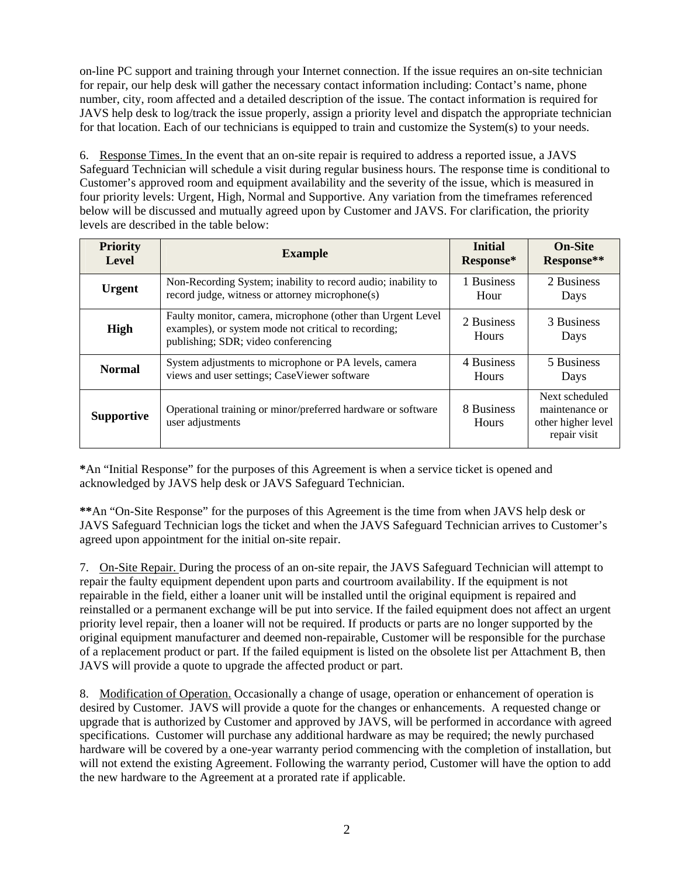on-line PC support and training through your Internet connection. If the issue requires an on-site technician for repair, our help desk will gather the necessary contact information including: Contact's name, phone number, city, room affected and a detailed description of the issue. The contact information is required for JAVS help desk to log/track the issue properly, assign a priority level and dispatch the appropriate technician for that location. Each of our technicians is equipped to train and customize the System(s) to your needs.

6. Response Times. In the event that an on-site repair is required to address a reported issue, a JAVS Safeguard Technician will schedule a visit during regular business hours. The response time is conditional to Customer's approved room and equipment availability and the severity of the issue, which is measured in four priority levels: Urgent, High, Normal and Supportive. Any variation from the timeframes referenced below will be discussed and mutually agreed upon by Customer and JAVS. For clarification, the priority levels are described in the table below:

| Priority Level | Example | Initial Response* | On-Site Response** |
|---|---|---|---|
| **Urgent** | Non-Recording System; inability to record audio; inability to record judge, witness or attorney microphone(s) | 1 Business Hour | 2 Business Days |
| **High** | Faulty monitor, camera, microphone (other than Urgent Level examples), or system mode not critical to recording; publishing; SDR; video conferencing | 2 Business Hours | 3 Business Days |
| **Normal** | System adjustments to microphone or PA levels, camera views and user settings; CaseViewer software | 4 Business Hours | 5 Business Days |
| **Supportive** | Operational training or minor/preferred hardware or software user adjustments | 8 Business Hours | Next scheduled maintenance or other higher level repair visit |

**\***An "Initial Response" for the purposes of this Agreement is when a service ticket is opened and acknowledged by JAVS help desk or JAVS Safeguard Technician.

**\*\***An "On-Site Response" for the purposes of this Agreement is the time from when JAVS help desk or JAVS Safeguard Technician logs the ticket and when the JAVS Safeguard Technician arrives to Customer's agreed upon appointment for the initial on-site repair.

7. On-Site Repair. During the process of an on-site repair, the JAVS Safeguard Technician will attempt to repair the faulty equipment dependent upon parts and courtroom availability. If the equipment is not repairable in the field, either a loaner unit will be installed until the original equipment is repaired and reinstalled or a permanent exchange will be put into service. If the failed equipment does not affect an urgent priority level repair, then a loaner will not be required. If products or parts are no longer supported by the original equipment manufacturer and deemed non-repairable, Customer will be responsible for the purchase of a replacement product or part. If the failed equipment is listed on the obsolete list per Attachment B, then JAVS will provide a quote to upgrade the affected product or part.

8. Modification of Operation. Occasionally a change of usage, operation or enhancement of operation is desired by Customer. JAVS will provide a quote for the changes or enhancements. A requested change or upgrade that is authorized by Customer and approved by JAVS, will be performed in accordance with agreed specifications. Customer will purchase any additional hardware as may be required; the newly purchased hardware will be covered by a one-year warranty period commencing with the completion of installation, but will not extend the existing Agreement. Following the warranty period, Customer will have the option to add the new hardware to the Agreement at a prorated rate if applicable.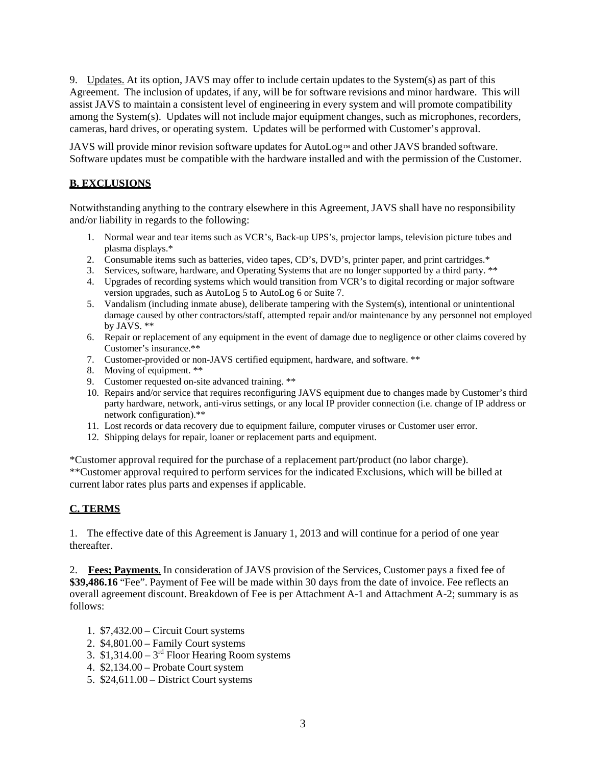9. Updates. At its option, JAVS may offer to include certain updates to the System(s) as part of this Agreement. The inclusion of updates, if any, will be for software revisions and minor hardware. This will assist JAVS to maintain a consistent level of engineering in every system and will promote compatibility among the System(s). Updates will not include major equipment changes, such as microphones, recorders, cameras, hard drives, or operating system. Updates will be performed with Customer's approval.

JAVS will provide minor revision software updates for AutoLog™ and other JAVS branded software. Software updates must be compatible with the hardware installed and with the permission of the Customer.

## B. EXCLUSIONS

Notwithstanding anything to the contrary elsewhere in this Agreement, JAVS shall have no responsibility and/or liability in regards to the following:

1. Normal wear and tear items such as VCR's, Back-up UPS's, projector lamps, television picture tubes and plasma displays.*
2. Consumable items such as batteries, video tapes, CD's, DVD's, printer paper, and print cartridges.*
3. Services, software, hardware, and Operating Systems that are no longer supported by a third party. **
4. Upgrades of recording systems which would transition from VCR's to digital recording or major software version upgrades, such as AutoLog 5 to AutoLog 6 or Suite 7.
5. Vandalism (including inmate abuse), deliberate tampering with the System(s), intentional or unintentional damage caused by other contractors/staff, attempted repair and/or maintenance by any personnel not employed by JAVS. **
6. Repair or replacement of any equipment in the event of damage due to negligence or other claims covered by Customer's insurance.**
7. Customer-provided or non-JAVS certified equipment, hardware, and software. **
8. Moving of equipment. **
9. Customer requested on-site advanced training. **
10. Repairs and/or service that requires reconfiguring JAVS equipment due to changes made by Customer's third party hardware, network, anti-virus settings, or any local IP provider connection (i.e. change of IP address or network configuration).**
11. Lost records or data recovery due to equipment failure, computer viruses or Customer user error.
12. Shipping delays for repair, loaner or replacement parts and equipment.

*Customer approval required for the purchase of a replacement part/product (no labor charge).
**Customer approval required to perform services for the indicated Exclusions, which will be billed at current labor rates plus parts and expenses if applicable.

## C. TERMS

1. The effective date of this Agreement is January 1, 2013 and will continue for a period of one year thereafter.

2. **Fees; Payments**. In consideration of JAVS provision of the Services, Customer pays a fixed fee of **$39,486.16** "Fee". Payment of Fee will be made within 30 days from the date of invoice. Fee reflects an overall agreement discount. Breakdown of Fee is per Attachment A-1 and Attachment A-2; summary is as follows:

   1. $7,432.00 – Circuit Court systems
   2. $4,801.00 – Family Court systems
   3. $1,314.00 – 3rd Floor Hearing Room systems
   4. $2,134.00 – Probate Court system
   5. $24,611.00 – District Court systems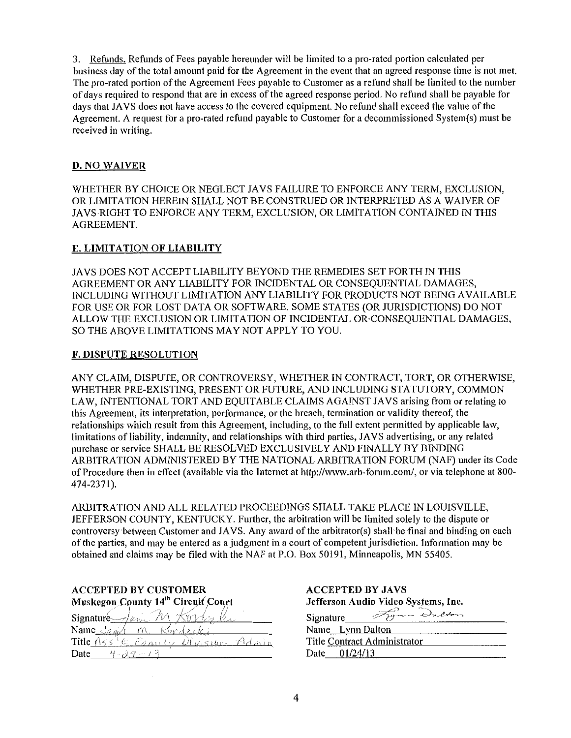3. Refunds. Refunds of Fees payable hereunder will be limited to a pro-rated portion calculated per business day of the total amount paid for the Agreement in the event that an agreed response time is not met. The pro-rated portion of the Agreement Fees payable to Customer as a refund shall be limited to the number of days required to respond that are in excess of the agreed response period. No refund shall be payable for days that JAVS does not have access to the covered equipment. No refund shall exceed the value of the Agreement. A request for a pro-rated refund payable to Customer for a decommissioned System(s) must be received in writing.

## D. NO WAIVER

WHETHER BY CHOICE OR NEGLECT JAVS FAILURE TO ENFORCE ANY TERM, EXCLUSION, OR LIMITATION HEREIN SHALL NOT BE CONSTRUED OR INTERPRETED AS A WAIVER OF JAVS RIGHT TO ENFORCE ANY TERM, EXCLUSION, OR LIMITATION CONTAINED IN THIS AGREEMENT.

## E. LIMITATION OF LIABILITY

JAVS DOES NOT ACCEPT LIABILITY BEYOND THE REMEDIES SET FORTH IN THIS AGREEMENT OR ANY LIABILITY FOR INCIDENTAL OR CONSEQUENTIAL DAMAGES, INCLUDING WITHOUT LIMITATION ANY LIABILITY FOR PRODUCTS NOT BEING AVAILABLE FOR USE OR FOR LOST DATA OR SOFTWARE. SOME STATES (OR JURISDICTIONS) DO NOT ALLOW THE EXCLUSION OR LIMITATION OF INCIDENTAL OR CONSEQUENTIAL DAMAGES, SO THE ABOVE LIMITATIONS MAY NOT APPLY TO YOU.

## F. DISPUTE RESOLUTION

ANY CLAIM, DISPUTE, OR CONTROVERSY, WHETHER IN CONTRACT, TORT, OR OTHERWISE, WHETHER PRE-EXISTING, PRESENT OR FUTURE, AND INCLUDING STATUTORY, COMMON LAW, INTENTIONAL TORT AND EQUITABLE CLAIMS AGAINST JAVS arising from or relating to this Agreement, its interpretation, performance, or the breach, termination or validity thereof, the relationships which result from this Agreement, including, to the full extent permitted by applicable law, limitations of liability, indemnity, and relationships with third parties, JAVS advertising, or any related purchase or service SHALL BE RESOLVED EXCLUSIVELY AND FINALLY BY BINDING ARBITRATION ADMINISTERED BY THE NATIONAL ARBITRATION FORUM (NAF) under its Code of Procedure then in effect (available via the Internet at http://www.arb-forum.com/, or via telephone at 800-474-2371).

ARBITRATION AND ALL RELATED PROCEEDINGS SHALL TAKE PLACE IN LOUISVILLE, JEFFERSON COUNTY, KENTUCKY. Further, the arbitration will be limited solely to the dispute or controversy between Customer and JAVS. Any award of the arbitrator(s) shall be final and binding on each of the parties, and may be entered as a judgment in a court of competent jurisdiction. Information may be obtained and claims may be filed with the NAF at P.O. Box 50191, Minneapolis, MN 55405.

| **ACCEPTED BY CUSTOMER** | **ACCEPTED BY JAVS** |
| --- | --- |
| **Muskegon County 14th Circuit Court** | **Jefferson Audio Video Systems, Inc.** |
| Signature Jean M. Kordecki | Signature Lynn Dalton |
| Name Jean M. Kordecki | Name Lynn Dalton |
| Title Ass't Family Division Admin | Title Contract Administrator |
| Date 4-29-13 | Date 01/24/13 |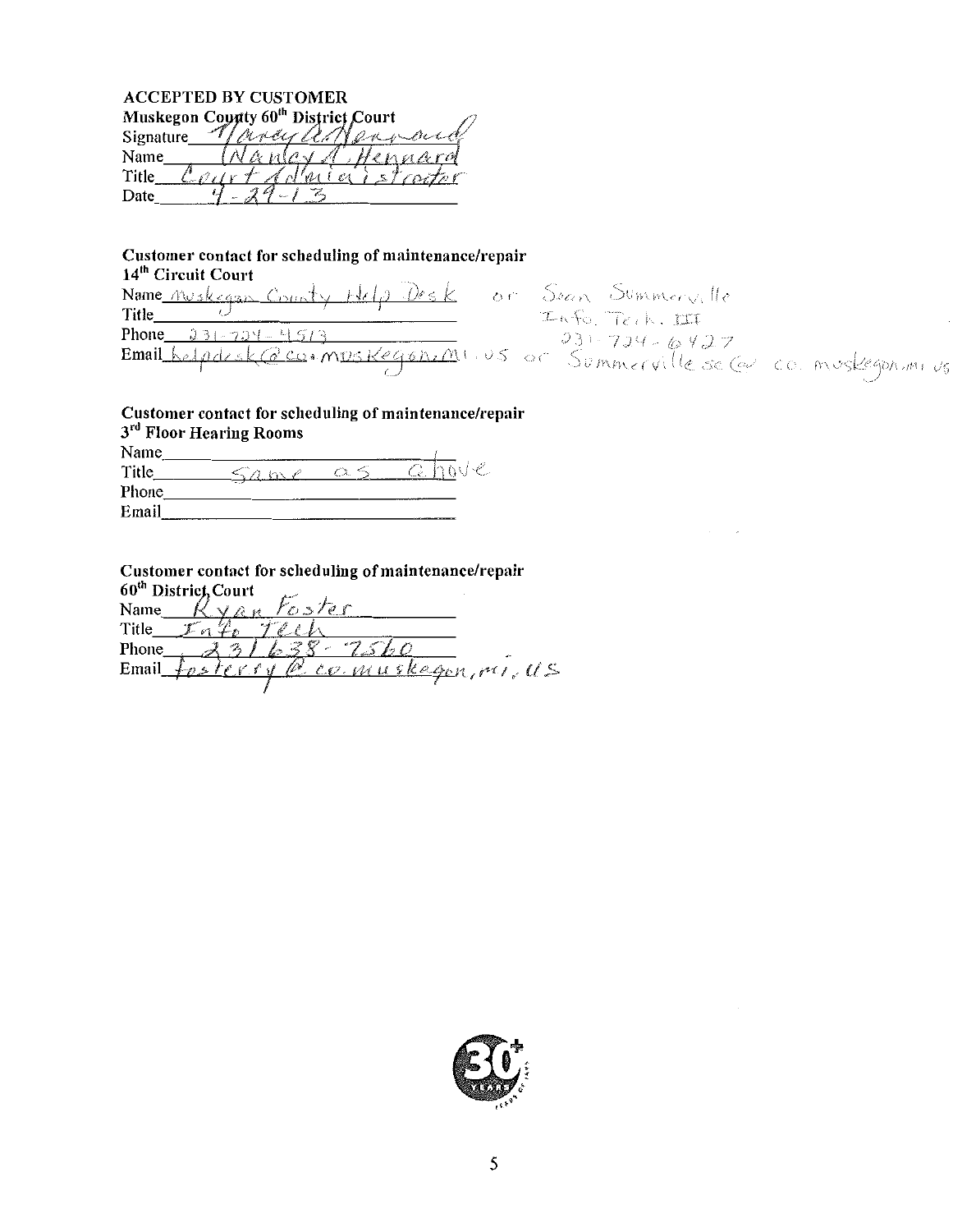**ACCEPTED BY CUSTOMER**

**Muskegon County 60th District Court**

Signature *Nancy A. Hennard*

Name *Nancy A. Hennard*

Title *Court Administrator*

Date *4-29-13*

**Customer contact for scheduling of maintenance/repair**

**14th Circuit Court**

Name *Muskegon County Help Desk* or *Sean Summerville*

Title *Info. Tech. III*

Phone *231-724-4513* / *231-724-6427*

Email *helpdesk@co.muskegon.mi.us* or *Summervillese@co.muskegon.mi.us*

**Customer contact for scheduling of maintenance/repair**

**3rd Floor Hearing Rooms**

Name

Title *Same as above*

Phone

Email

**Customer contact for scheduling of maintenance/repair**

**60th District Court**

Name *Ryan Foster*

Title *Info Tech*

Phone *231 638-7560*

Email *fosterry@co.muskegon.mi.us*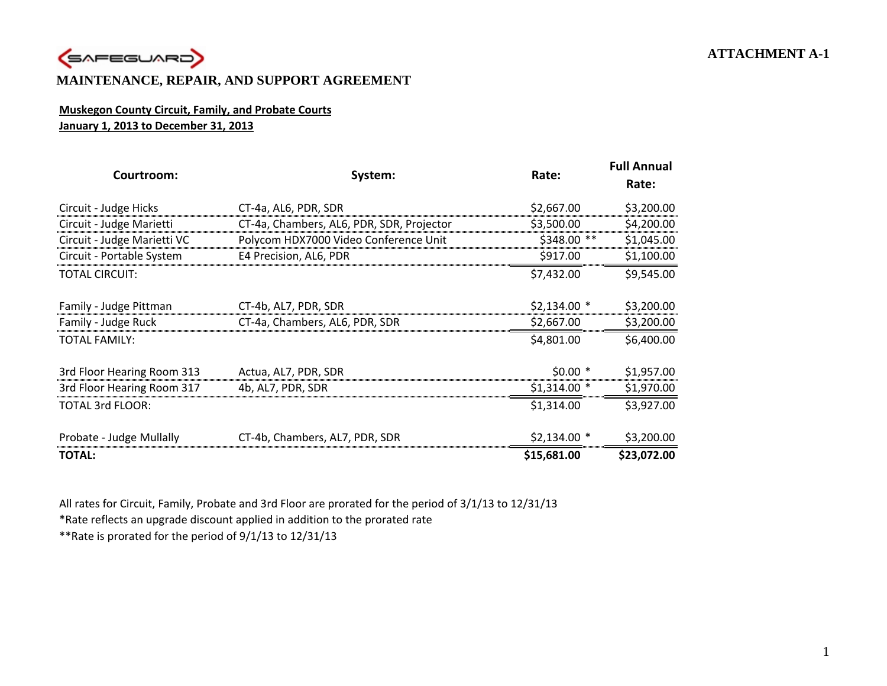ATTACHMENT A-1

SAFEGUARD

## MAINTENANCE, REPAIR, AND SUPPORT AGREEMENT

**Muskegon County Circuit, Family, and Probate Courts**
**January 1, 2013 to December 31, 2013**

| Courtroom: | System: | Rate: | Full Annual Rate: |
|---|---|---|---|
| Circuit - Judge Hicks | CT-4a, AL6, PDR, SDR | $2,667.00 | $3,200.00 |
| Circuit - Judge Marietti | CT-4a, Chambers, AL6, PDR, SDR, Projector | $3,500.00 | $4,200.00 |
| Circuit - Judge Marietti VC | Polycom HDX7000 Video Conference Unit | $348.00 ** | $1,045.00 |
| Circuit - Portable System | E4 Precision, AL6, PDR | $917.00 | $1,100.00 |
| TOTAL CIRCUIT: | | $7,432.00 | $9,545.00 |
| Family - Judge Pittman | CT-4b, AL7, PDR, SDR | $2,134.00 * | $3,200.00 |
| Family - Judge Ruck | CT-4a, Chambers, AL6, PDR, SDR | $2,667.00 | $3,200.00 |
| TOTAL FAMILY: | | $4,801.00 | $6,400.00 |
| 3rd Floor Hearing Room 313 | Actua, AL7, PDR, SDR | $0.00 * | $1,957.00 |
| 3rd Floor Hearing Room 317 | 4b, AL7, PDR, SDR | $1,314.00 * | $1,970.00 |
| TOTAL 3rd FLOOR: | | $1,314.00 | $3,927.00 |
| Probate - Judge Mullally | CT-4b, Chambers, AL7, PDR, SDR | $2,134.00 * | $3,200.00 |
| **TOTAL:** | | **$15,681.00** | **$23,072.00** |

All rates for Circuit, Family, Probate and 3rd Floor are prorated for the period of 3/1/13 to 12/31/13

*Rate reflects an upgrade discount applied in addition to the prorated rate

**Rate is prorated for the period of 9/1/13 to 12/31/13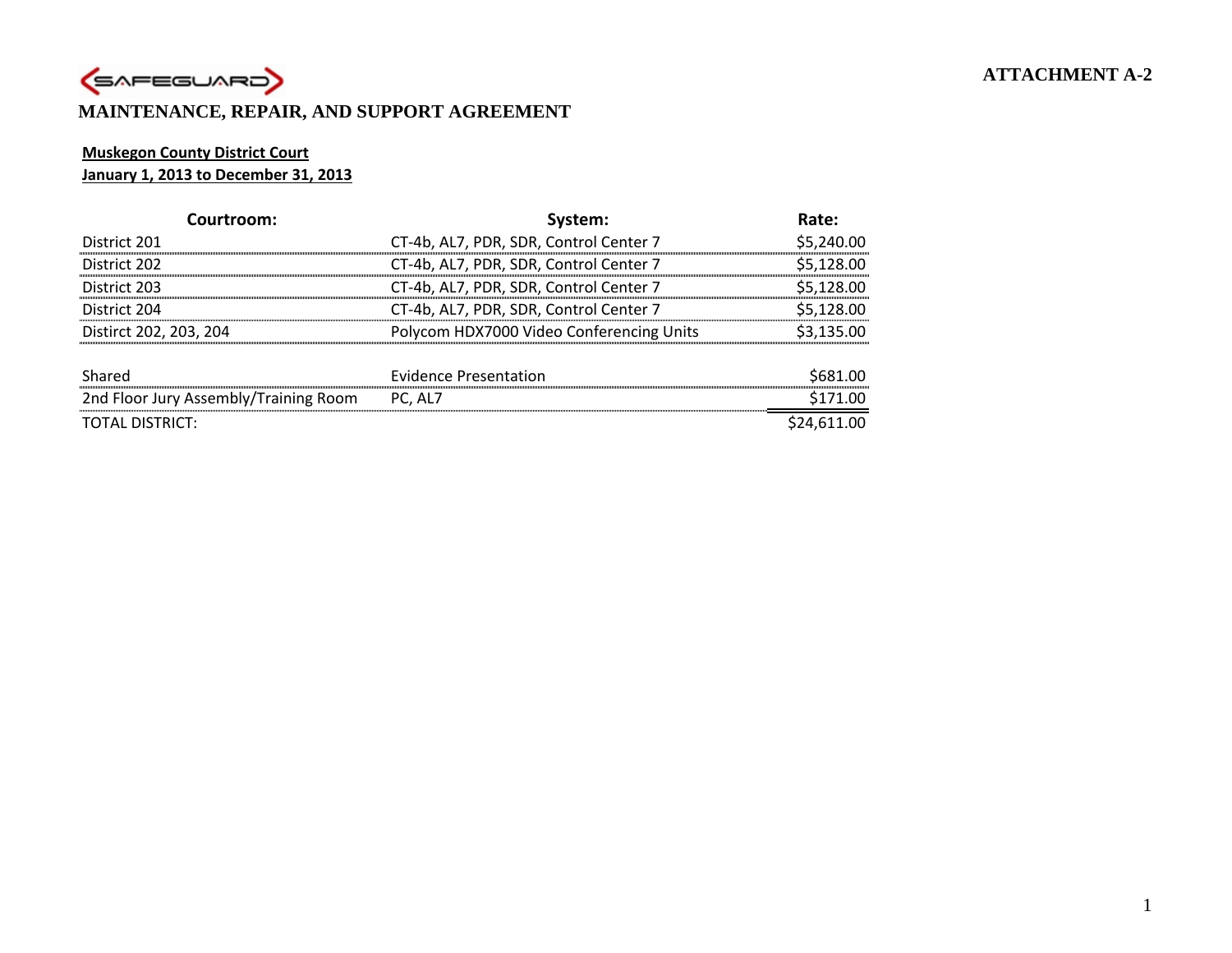SAFEGUARD

**ATTACHMENT A-2**

## MAINTENANCE, REPAIR, AND SUPPORT AGREEMENT

**Muskegon County District Court**
**January 1, 2013 to December 31, 2013**

| Courtroom: | System: | Rate: |
|---|---|---|
| District 201 | CT-4b, AL7, PDR, SDR, Control Center 7 | $5,240.00 |
| District 202 | CT-4b, AL7, PDR, SDR, Control Center 7 | $5,128.00 |
| District 203 | CT-4b, AL7, PDR, SDR, Control Center 7 | $5,128.00 |
| District 204 | CT-4b, AL7, PDR, SDR, Control Center 7 | $5,128.00 |
| Disitrct 202, 203, 204 | Polycom HDX7000 Video Conferencing Units | $3,135.00 |
| | | |
| Shared | Evidence Presentation | $681.00 |
| 2nd Floor Jury Assembly/Training Room | PC, AL7 | $171.00 |
| TOTAL DISTRICT: | | $24,611.00 |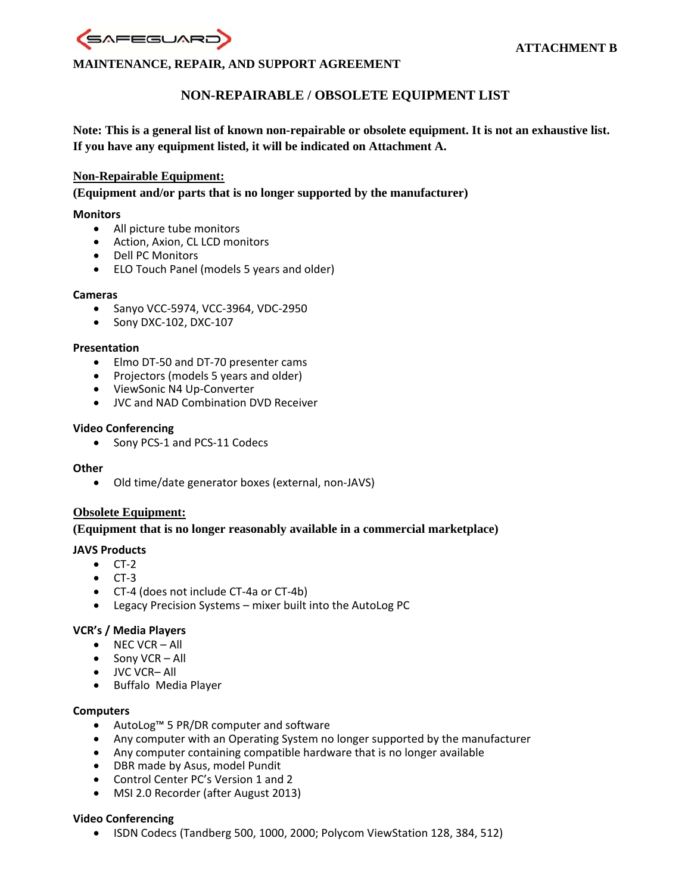ATTACHMENT B

**MAINTENANCE, REPAIR, AND SUPPORT AGREEMENT**

## NON-REPAIRABLE / OBSOLETE EQUIPMENT LIST

**Note: This is a general list of known non-repairable or obsolete equipment. It is not an exhaustive list. If you have any equipment listed, it will be indicated on Attachment A.**

### Non-Repairable Equipment:

**(Equipment and/or parts that is no longer supported by the manufacturer)**

**Monitors**

- All picture tube monitors
- Action, Axion, CL LCD monitors
- Dell PC Monitors
- ELO Touch Panel (models 5 years and older)

**Cameras**

- Sanyo VCC-5974, VCC-3964, VDC-2950
- Sony DXC-102, DXC-107

**Presentation**

- Elmo DT-50 and DT-70 presenter cams
- Projectors (models 5 years and older)
- ViewSonic N4 Up-Converter
- JVC and NAD Combination DVD Receiver

**Video Conferencing**

- Sony PCS-1 and PCS-11 Codecs

**Other**

- Old time/date generator boxes (external, non-JAVS)

### Obsolete Equipment:

**(Equipment that is no longer reasonably available in a commercial marketplace)**

**JAVS Products**

- CT-2
- CT-3
- CT-4 (does not include CT-4a or CT-4b)
- Legacy Precision Systems – mixer built into the AutoLog PC

**VCR's / Media Players**

- NEC VCR – All
- Sony VCR – All
- JVC VCR– All
- Buffalo Media Player

**Computers**

- AutoLog™ 5 PR/DR computer and software
- Any computer with an Operating System no longer supported by the manufacturer
- Any computer containing compatible hardware that is no longer available
- DBR made by Asus, model Pundit
- Control Center PC's Version 1 and 2
- MSI 2.0 Recorder (after August 2013)

**Video Conferencing**

- ISDN Codecs (Tandberg 500, 1000, 2000; Polycom ViewStation 128, 384, 512)